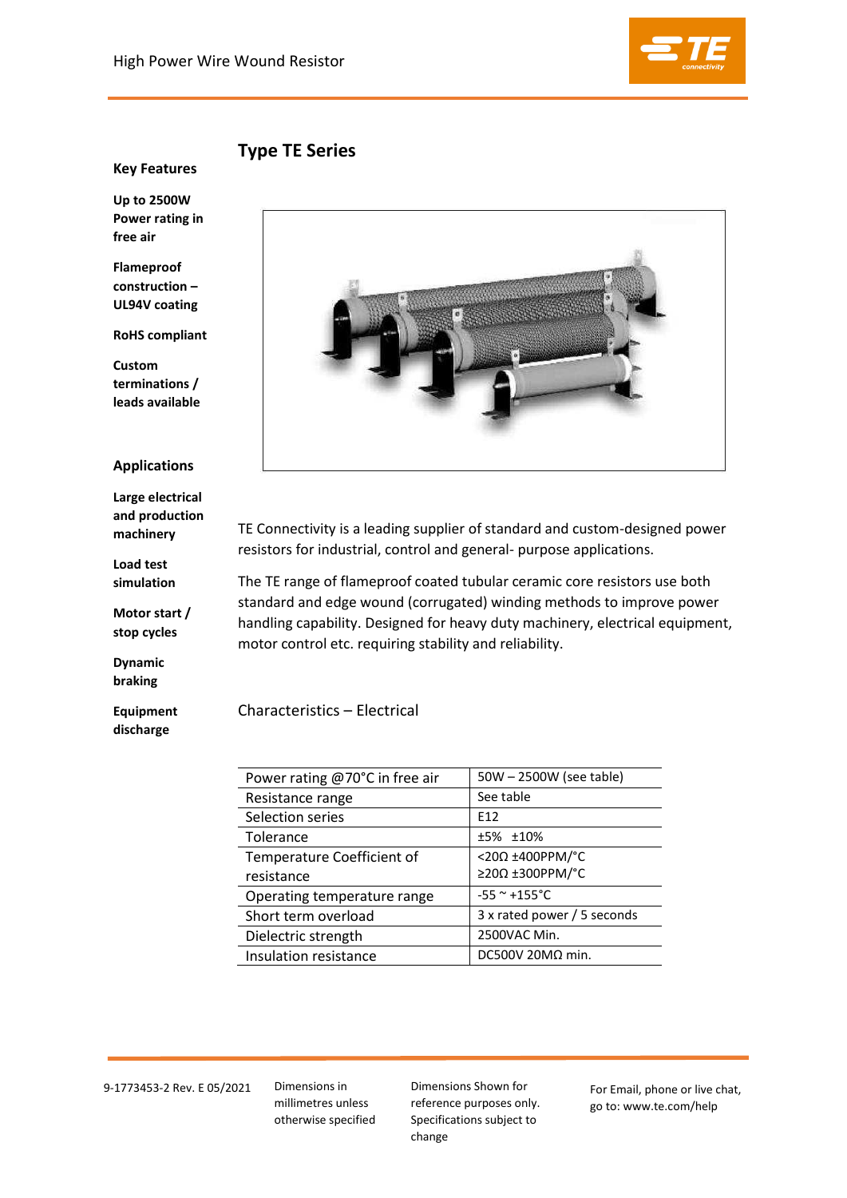# High Power Wire Wound Resistor

## Type TE Series

### Key Features

**Up to 2500W Power rating in free air**

**Flameproof construction – UL94V coating**

**RoHS compliant**

**Custom terminations / leads available**

### Applications

**Large electrical and production machinery**

**Load test simulation**

**Motor start / stop cycles**

**Dynamic braking**

**Equipment discharge**

TE Connectivity is a leading supplier of standard and custom-designed power resistors for industrial, control and general- purpose applications.

The TE range of flameproof coated tubular ceramic core resistors use both standard and edge wound (corrugated) winding methods to improve power handling capability. Designed for heavy duty machinery, electrical equipment, motor control etc. requiring stability and reliability.

### Characteristics – Electrical

| | |
|---|---|
| Power rating @70°C in free air | 50W – 2500W (see table) |
| Resistance range | See table |
| Selection series | E12 |
| Tolerance | ±5% ±10% |
| Temperature Coefficient of resistance | <20Ω ±400PPM/°C<br>≥20Ω ±300PPM/°C |
| Operating temperature range | -55 ~ +155°C |
| Short term overload | 3 x rated power / 5 seconds |
| Dielectric strength | 2500VAC Min. |
| Insulation resistance | DC500V 20MΩ min. |

9-1773453-2 Rev. E 05/2021

Dimensions in millimetres unless otherwise specified

Dimensions Shown for reference purposes only. Specifications subject to change

For Email, phone or live chat, go to: www.te.com/help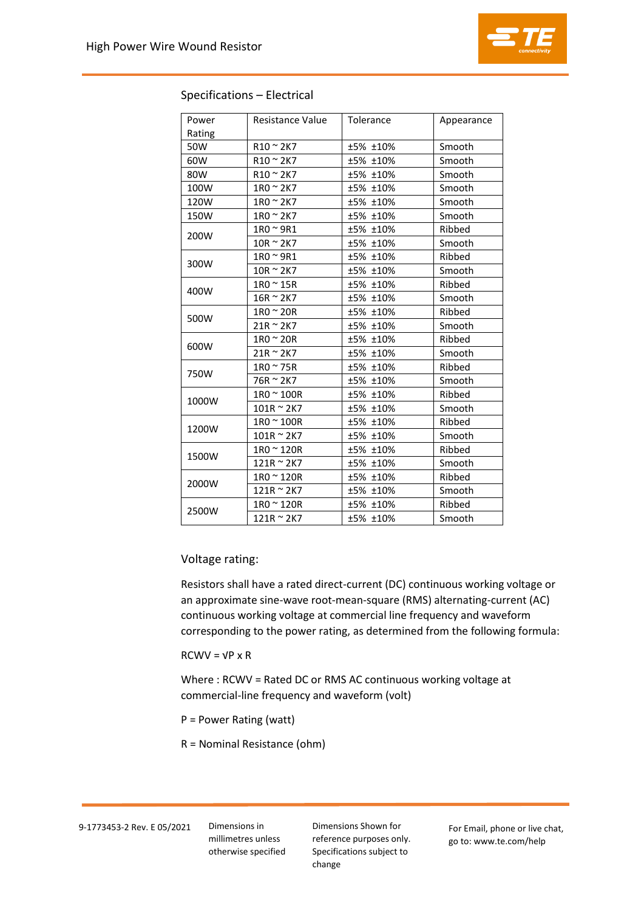## Specifications – Electrical

| Power Rating | Resistance Value | Tolerance | Appearance |
|---|---|---|---|
| 50W | R10 ~ 2K7 | ±5% ±10% | Smooth |
| 60W | R10 ~ 2K7 | ±5% ±10% | Smooth |
| 80W | R10 ~ 2K7 | ±5% ±10% | Smooth |
| 100W | 1R0 ~ 2K7 | ±5% ±10% | Smooth |
| 120W | 1R0 ~ 2K7 | ±5% ±10% | Smooth |
| 150W | 1R0 ~ 2K7 | ±5% ±10% | Smooth |
| 200W | 1R0 ~ 9R1 | ±5% ±10% | Ribbed |
| | 10R ~ 2K7 | ±5% ±10% | Smooth |
| 300W | 1R0 ~ 9R1 | ±5% ±10% | Ribbed |
| | 10R ~ 2K7 | ±5% ±10% | Smooth |
| 400W | 1R0 ~ 15R | ±5% ±10% | Ribbed |
| | 16R ~ 2K7 | ±5% ±10% | Smooth |
| 500W | 1R0 ~ 20R | ±5% ±10% | Ribbed |
| | 21R ~ 2K7 | ±5% ±10% | Smooth |
| 600W | 1R0 ~ 20R | ±5% ±10% | Ribbed |
| | 21R ~ 2K7 | ±5% ±10% | Smooth |
| 750W | 1R0 ~ 75R | ±5% ±10% | Ribbed |
| | 76R ~ 2K7 | ±5% ±10% | Smooth |
| 1000W | 1R0 ~ 100R | ±5% ±10% | Ribbed |
| | 101R ~ 2K7 | ±5% ±10% | Smooth |
| 1200W | 1R0 ~ 100R | ±5% ±10% | Ribbed |
| | 101R ~ 2K7 | ±5% ±10% | Smooth |
| 1500W | 1R0 ~ 120R | ±5% ±10% | Ribbed |
| | 121R ~ 2K7 | ±5% ±10% | Smooth |
| 2000W | 1R0 ~ 120R | ±5% ±10% | Ribbed |
| | 121R ~ 2K7 | ±5% ±10% | Smooth |
| 2500W | 1R0 ~ 120R | ±5% ±10% | Ribbed |
| | 121R ~ 2K7 | ±5% ±10% | Smooth |

### Voltage rating:

Resistors shall have a rated direct-current (DC) continuous working voltage or an approximate sine-wave root-mean-square (RMS) alternating-current (AC) continuous working voltage at commercial line frequency and waveform corresponding to the power rating, as determined from the following formula:

$RCWV = \sqrt{P \times R}$

Where : RCWV = Rated DC or RMS AC continuous working voltage at commercial-line frequency and waveform (volt)

P = Power Rating (watt)

R = Nominal Resistance (ohm)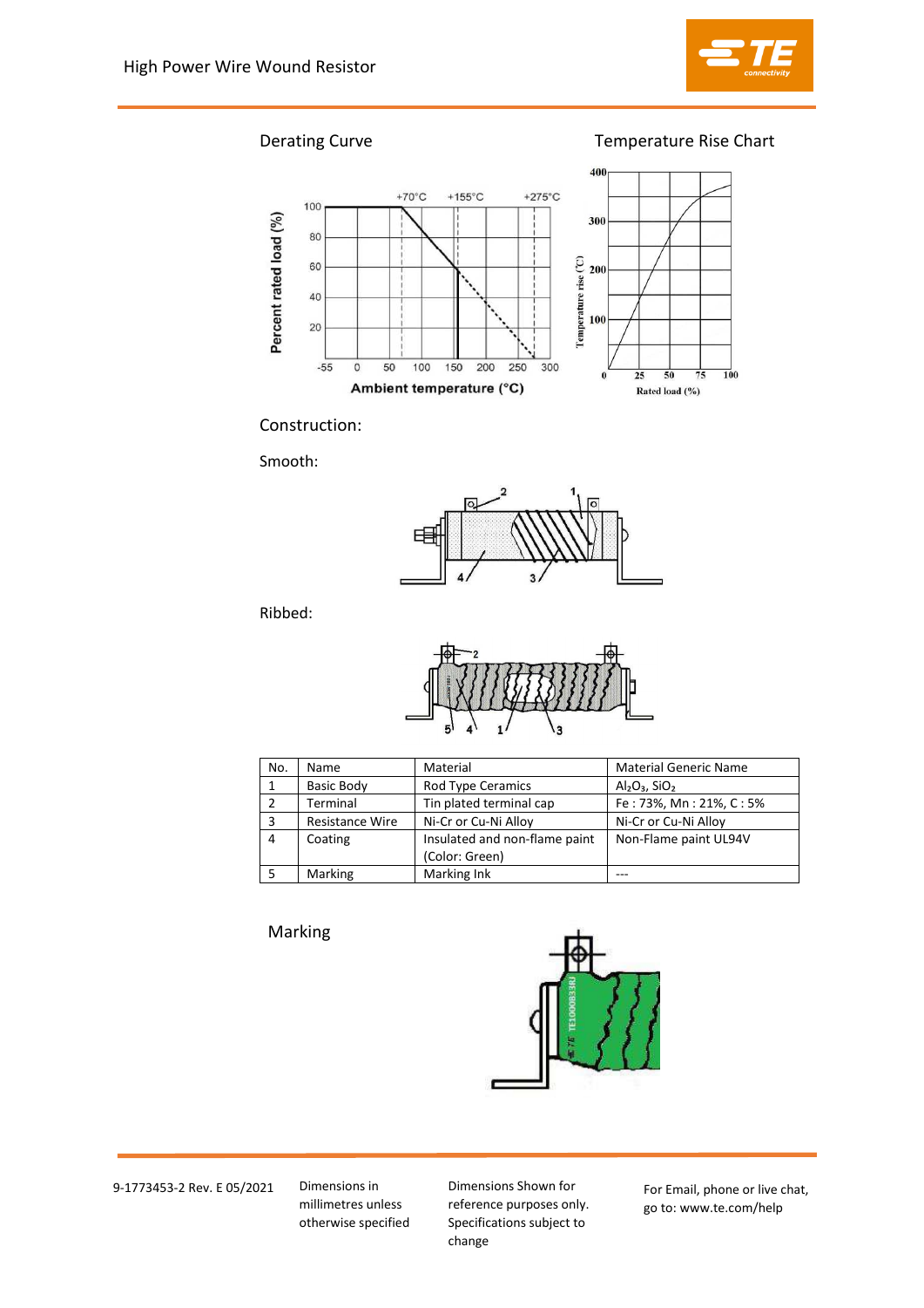## Derating Curve

## Temperature Rise Chart

## Construction:

Smooth:

Ribbed:

| No. | Name | Material | Material Generic Name |
|---|---|---|---|
| 1 | Basic Body | Rod Type Ceramics | $Al_2O_3$, $SiO_2$ |
| 2 | Terminal | Tin plated terminal cap | Fe : 73%, Mn : 21%, C : 5% |
| 3 | Resistance Wire | Ni-Cr or Cu-Ni Alloy | Ni-Cr or Cu-Ni Alloy |
| 4 | Coating | Insulated and non-flame paint (Color: Green) | Non-Flame paint UL94V |
| 5 | Marking | Marking Ink | --- |

## Marking

9-1773453-2 Rev. E 05/2021

Dimensions in millimetres unless otherwise specified

Dimensions Shown for reference purposes only. Specifications subject to change

For Email, phone or live chat, go to: www.te.com/help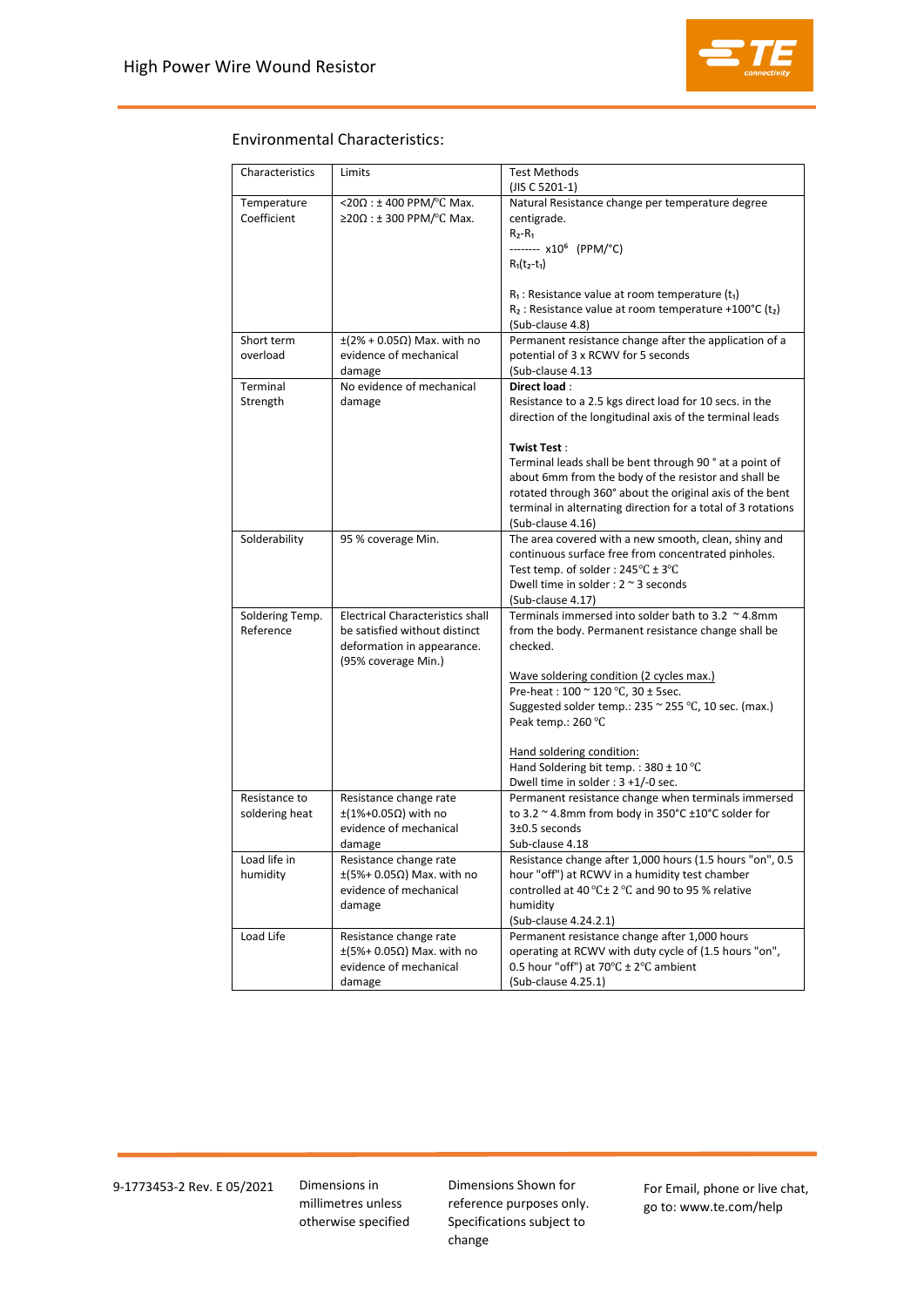## Environmental Characteristics:

| Characteristics | Limits | Test Methods (JIS C 5201-1) |
|---|---|---|
| Temperature Coefficient | <20Ω : ± 400 PPM/℃ Max.<br>≥20Ω : ± 300 PPM/℃ Max. | Natural Resistance change per temperature degree centigrade.<br>$\frac{R_2-R_1}{R_1(t_2-t_1)} \times 10^6$ (PPM/°C)<br><br>$R_1$ : Resistance value at room temperature ($t_1$)<br>$R_2$ : Resistance value at room temperature +100°C ($t_2$)<br>(Sub-clause 4.8) |
| Short term overload | ±(2% + 0.05Ω) Max. with no evidence of mechanical damage | Permanent resistance change after the application of a potential of 3 x RCWV for 5 seconds<br>(Sub-clause 4.13 |
| Terminal Strength | No evidence of mechanical damage | **Direct load** :<br>Resistance to a 2.5 kgs direct load for 10 secs. in the direction of the longitudinal axis of the terminal leads<br><br>**Twist Test** :<br>Terminal leads shall be bent through 90 ° at a point of about 6mm from the body of the resistor and shall be rotated through 360° about the original axis of the bent terminal in alternating direction for a total of 3 rotations<br>(Sub-clause 4.16) |
| Solderability | 95 % coverage Min. | The area covered with a new smooth, clean, shiny and continuous surface free from concentrated pinholes.<br>Test temp. of solder : 245℃ ± 3℃<br>Dwell time in solder : 2 ~ 3 seconds<br>(Sub-clause 4.17) |
| Soldering Temp. Reference | Electrical Characteristics shall be satisfied without distinct deformation in appearance. (95% coverage Min.) | Terminals immersed into solder bath to 3.2 ~ 4.8mm from the body. Permanent resistance change shall be checked.<br><br><u>Wave soldering condition (2 cycles max.)</u><br>Pre-heat : 100 ~ 120 ℃, 30 ± 5sec.<br>Suggested solder temp.: 235 ~ 255 ℃, 10 sec. (max.)<br>Peak temp.: 260 ℃<br><br><u>Hand soldering condition:</u><br>Hand Soldering bit temp. : 380 ± 10 ℃<br>Dwell time in solder : 3 +1/-0 sec. |
| Resistance to soldering heat | Resistance change rate ±(1%+0.05Ω) with no evidence of mechanical damage | Permanent resistance change when terminals immersed to 3.2 ~ 4.8mm from body in 350°C ±10°C solder for 3±0.5 seconds<br>Sub-clause 4.18 |
| Load life in humidity | Resistance change rate ±(5%+ 0.05Ω) Max. with no evidence of mechanical damage | Resistance change after 1,000 hours (1.5 hours "on", 0.5 hour "off") at RCWV in a humidity test chamber controlled at 40 ℃± 2 ℃ and 90 to 95 % relative humidity<br>(Sub-clause 4.24.2.1) |
| Load Life | Resistance change rate ±(5%+ 0.05Ω) Max. with no evidence of mechanical damage | Permanent resistance change after 1,000 hours operating at RCWV with duty cycle of (1.5 hours "on", 0.5 hour "off") at 70℃ ± 2℃ ambient<br>(Sub-clause 4.25.1) |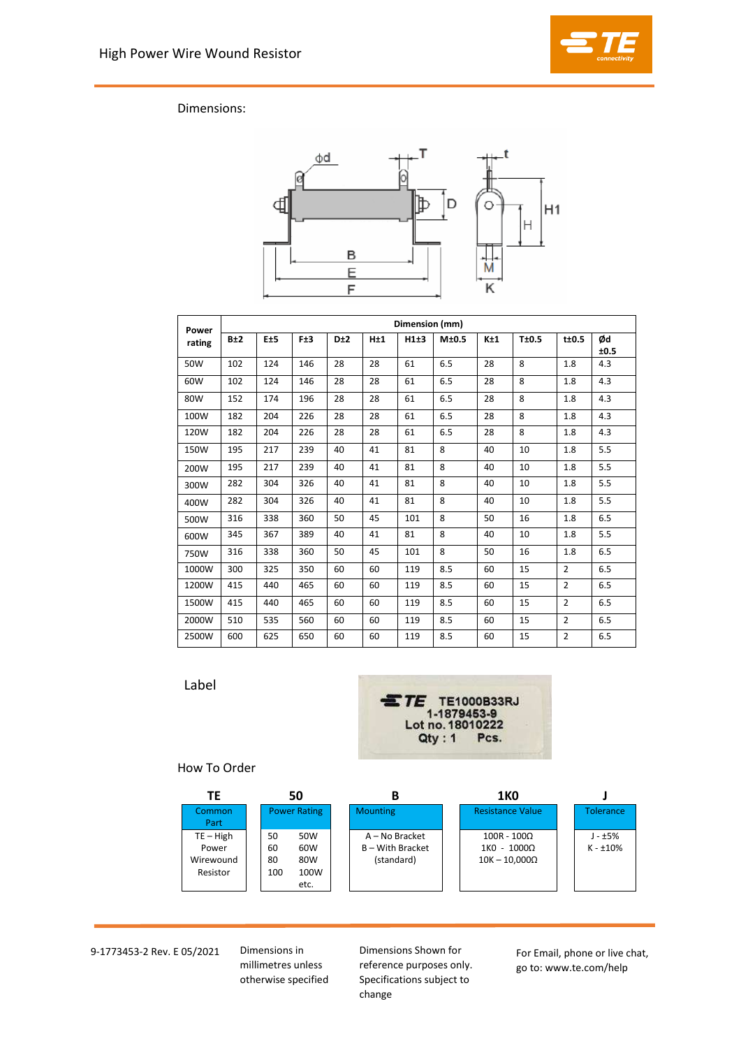High Power Wire Wound Resistor

Dimensions:

B
E
F
ϕd
T
D
t
H1
H
M
K

| Power rating | Dimension (mm) | | | | | | | | | |
|---|---|---|---|---|---|---|---|---|---|---|
| | B±2 | E±5 | F±3 | D±2 | H±1 | H1±3 | M±0.5 | K±1 | T±0.5 | t±0.5 | Ød ±0.5 |
| 50W | 102 | 124 | 146 | 28 | 28 | 61 | 6.5 | 28 | 8 | 1.8 | 4.3 |
| 60W | 102 | 124 | 146 | 28 | 28 | 61 | 6.5 | 28 | 8 | 1.8 | 4.3 |
| 80W | 152 | 174 | 196 | 28 | 28 | 61 | 6.5 | 28 | 8 | 1.8 | 4.3 |
| 100W | 182 | 204 | 226 | 28 | 28 | 61 | 6.5 | 28 | 8 | 1.8 | 4.3 |
| 120W | 182 | 204 | 226 | 28 | 28 | 61 | 6.5 | 28 | 8 | 1.8 | 4.3 |
| 150W | 195 | 217 | 239 | 40 | 41 | 81 | 8 | 40 | 10 | 1.8 | 5.5 |
| 200W | 195 | 217 | 239 | 40 | 41 | 81 | 8 | 40 | 10 | 1.8 | 5.5 |
| 300W | 282 | 304 | 326 | 40 | 41 | 81 | 8 | 40 | 10 | 1.8 | 5.5 |
| 400W | 282 | 304 | 326 | 40 | 41 | 81 | 8 | 40 | 10 | 1.8 | 5.5 |
| 500W | 316 | 338 | 360 | 50 | 45 | 101 | 8 | 50 | 16 | 1.8 | 6.5 |
| 600W | 345 | 367 | 389 | 40 | 41 | 81 | 8 | 40 | 10 | 1.8 | 5.5 |
| 750W | 316 | 338 | 360 | 50 | 45 | 101 | 8 | 50 | 16 | 1.8 | 6.5 |
| 1000W | 300 | 325 | 350 | 60 | 60 | 119 | 8.5 | 60 | 15 | 2 | 6.5 |
| 1200W | 415 | 440 | 465 | 60 | 60 | 119 | 8.5 | 60 | 15 | 2 | 6.5 |
| 1500W | 415 | 440 | 465 | 60 | 60 | 119 | 8.5 | 60 | 15 | 2 | 6.5 |
| 2000W | 510 | 535 | 560 | 60 | 60 | 119 | 8.5 | 60 | 15 | 2 | 6.5 |
| 2500W | 600 | 625 | 650 | 60 | 60 | 119 | 8.5 | 60 | 15 | 2 | 6.5 |

Label

TE TE1000B33RJ
1-1879453-9
Lot no. 18010222
Qty : 1 Pcs.

How To Order

| TE | 50 | B | 1K0 | J |
|---|---|---|---|---|
| Common Part | Power Rating | Mounting | Resistance Value | Tolerance |
| TE – High Power Wirewound Resistor | 50 50W<br>60 60W<br>80 80W<br>100 100W<br>etc. | A – No Bracket<br>B – With Bracket (standard) | 100R - 100Ω<br>1K0 - 1000Ω<br>10K – 10,000Ω | J - ±5%<br>K - ±10% |

9-1773453-2 Rev. E 05/2021

Dimensions in millimetres unless otherwise specified

Dimensions Shown for reference purposes only. Specifications subject to change

For Email, phone or live chat, go to: www.te.com/help